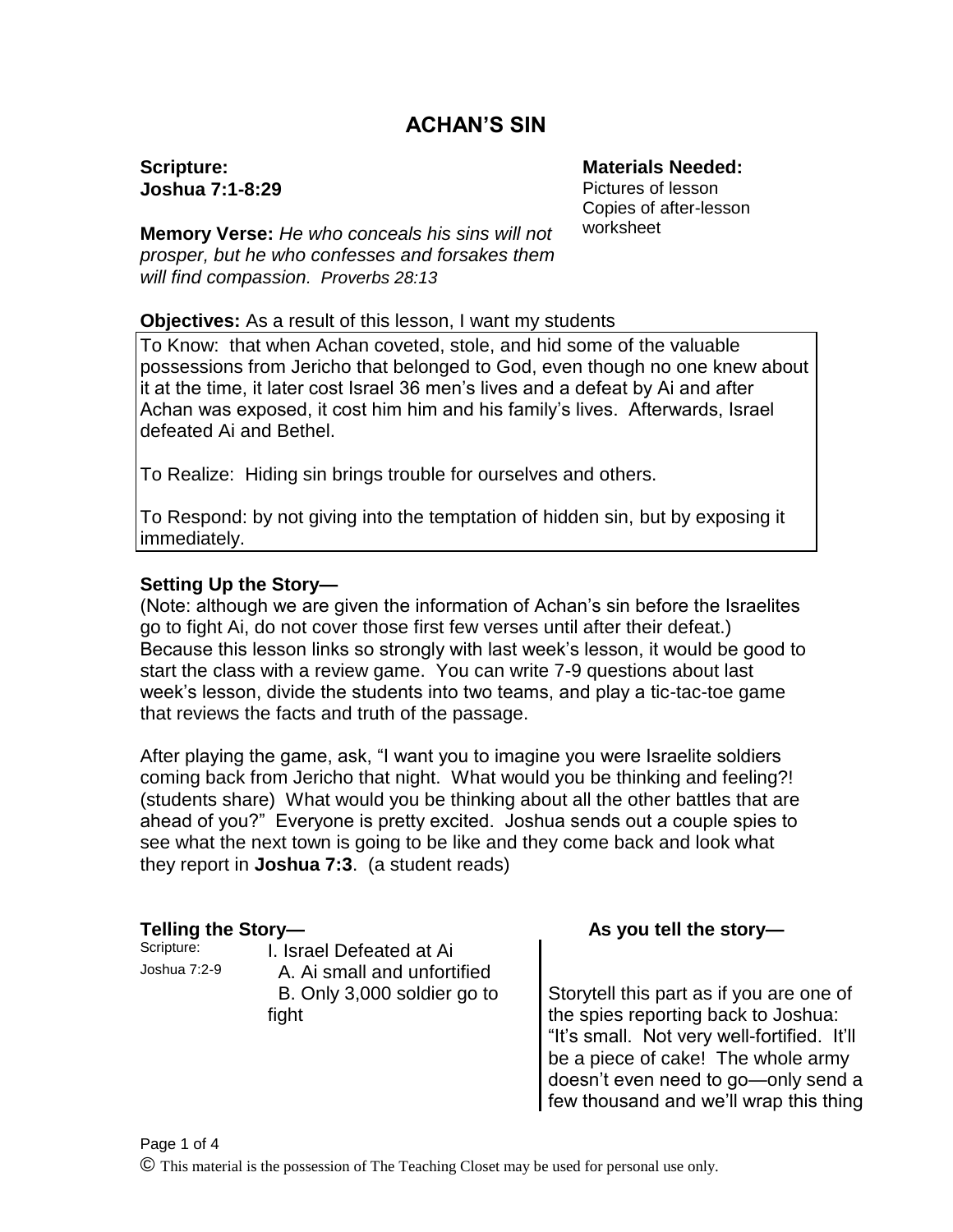# ACHAN'S SIN

**Scripture:**
**Joshua 7:1-8:29**

**Materials Needed:**
Pictures of lesson
Copies of after-lesson worksheet

**Memory Verse:** *He who conceals his sins will not prosper, but he who confesses and forsakes them will find compassion. Proverbs 28:13*

**Objectives:** As a result of this lesson, I want my students

To Know: that when Achan coveted, stole, and hid some of the valuable possessions from Jericho that belonged to God, even though no one knew about it at the time, it later cost Israel 36 men's lives and a defeat by Ai and after Achan was exposed, it cost him him and his family's lives. Afterwards, Israel defeated Ai and Bethel.

To Realize: Hiding sin brings trouble for ourselves and others.

To Respond: by not giving into the temptation of hidden sin, but by exposing it immediately.

**Setting Up the Story—**
(Note: although we are given the information of Achan's sin before the Israelites go to fight Ai, do not cover those first few verses until after their defeat.) Because this lesson links so strongly with last week's lesson, it would be good to start the class with a review game. You can write 7-9 questions about last week's lesson, divide the students into two teams, and play a tic-tac-toe game that reviews the facts and truth of the passage.

After playing the game, ask, "I want you to imagine you were Israelite soldiers coming back from Jericho that night. What would you be thinking and feeling?! (students share) What would you be thinking about all the other battles that are ahead of you?" Everyone is pretty excited. Joshua sends out a couple spies to see what the next town is going to be like and they come back and look what they report in **Joshua 7:3**. (a student reads)

**Telling the Story—**

Scripture: Joshua 7:2-9

I. Israel Defeated at Ai
  A. Ai small and unfortified
  B. Only 3,000 soldier go to fight

**As you tell the story—**

Storytell this part as if you are one of the spies reporting back to Joshua: "It's small. Not very well-fortified. It'll be a piece of cake! The whole army doesn't even need to go—only send a few thousand and we'll wrap this thing

© This material is the possession of The Teaching Closet may be used for personal use only.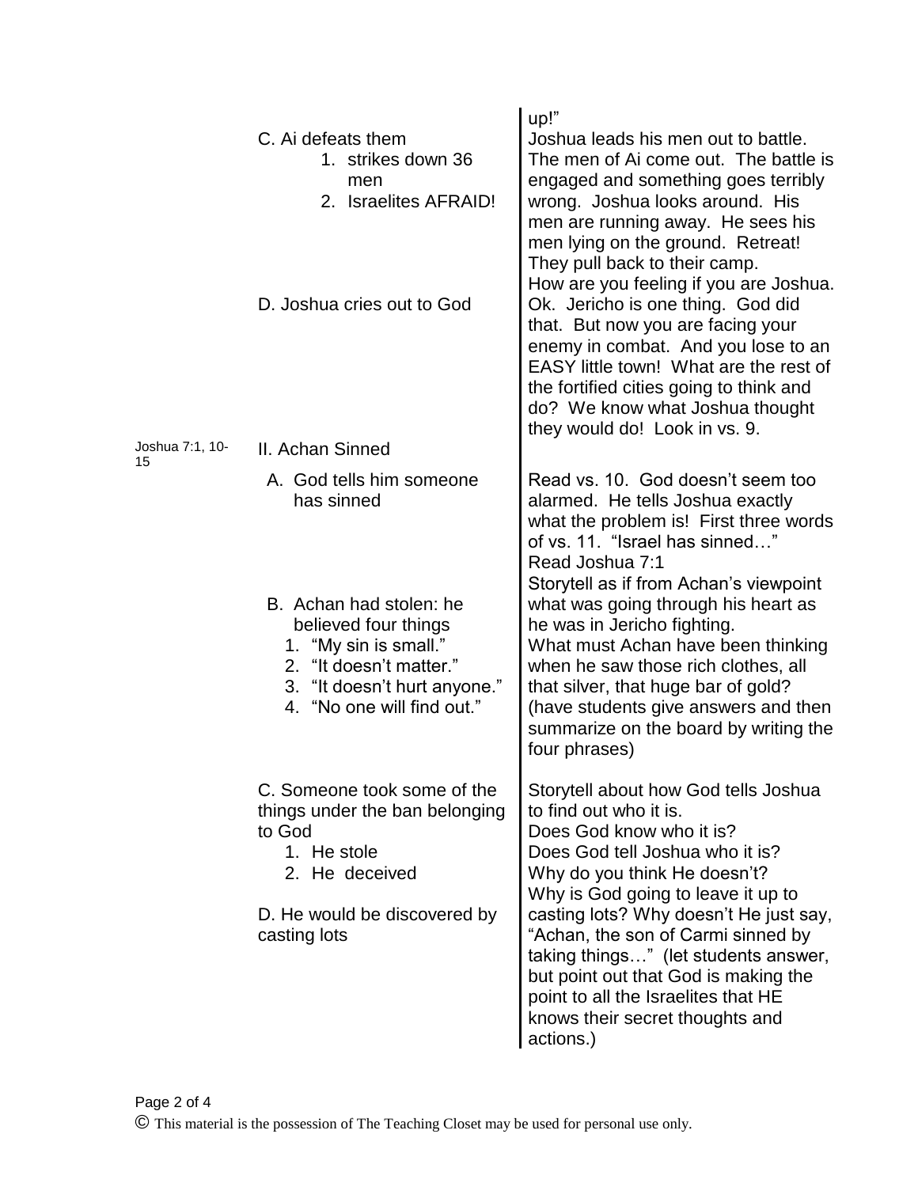| Reference | Outline | Teaching Notes |
|---|---|---|
| | | up!" |
| | C. Ai defeats them<br>1. strikes down 36 men<br>2. Israelites AFRAID! | Joshua leads his men out to battle. The men of Ai come out. The battle is engaged and something goes terribly wrong. Joshua looks around. His men are running away. He sees his men lying on the ground. Retreat! They pull back to their camp. |
| | D. Joshua cries out to God | How are you feeling if you are Joshua. Ok. Jericho is one thing. God did that. But now you are facing your enemy in combat. And you lose to an EASY little town! What are the rest of the fortified cities going to think and do? We know what Joshua thought they would do! Look in vs. 9. |
| Joshua 7:1, 10-15 | II. Achan Sinned | |
| | A. God tells him someone has sinned | Read vs. 10. God doesn't seem too alarmed. He tells Joshua exactly what the problem is! First three words of vs. 11. "Israel has sinned…"<br>Read Joshua 7:1 |
| | B. Achan had stolen: he believed four things<br>1. "My sin is small."<br>2. "It doesn't matter."<br>3. "It doesn't hurt anyone."<br>4. "No one will find out." | Storytell as if from Achan's viewpoint what was going through his heart as he was in Jericho fighting.<br>What must Achan have been thinking when he saw those rich clothes, all that silver, that huge bar of gold? (have students give answers and then summarize on the board by writing the four phrases) |
| | C. Someone took some of the things under the ban belonging to God<br>1. He stole<br>2. He deceived<br><br>D. He would be discovered by casting lots | Storytell about how God tells Joshua to find out who it is.<br>Does God know who it is?<br>Does God tell Joshua who it is?<br>Why do you think He doesn't?<br>Why is God going to leave it up to casting lots? Why doesn't He just say, "Achan, the son of Carmi sinned by taking things…" (let students answer, but point out that God is making the point to all the Israelites that HE knows their secret thoughts and actions.) |

© This material is the possession of The Teaching Closet may be used for personal use only.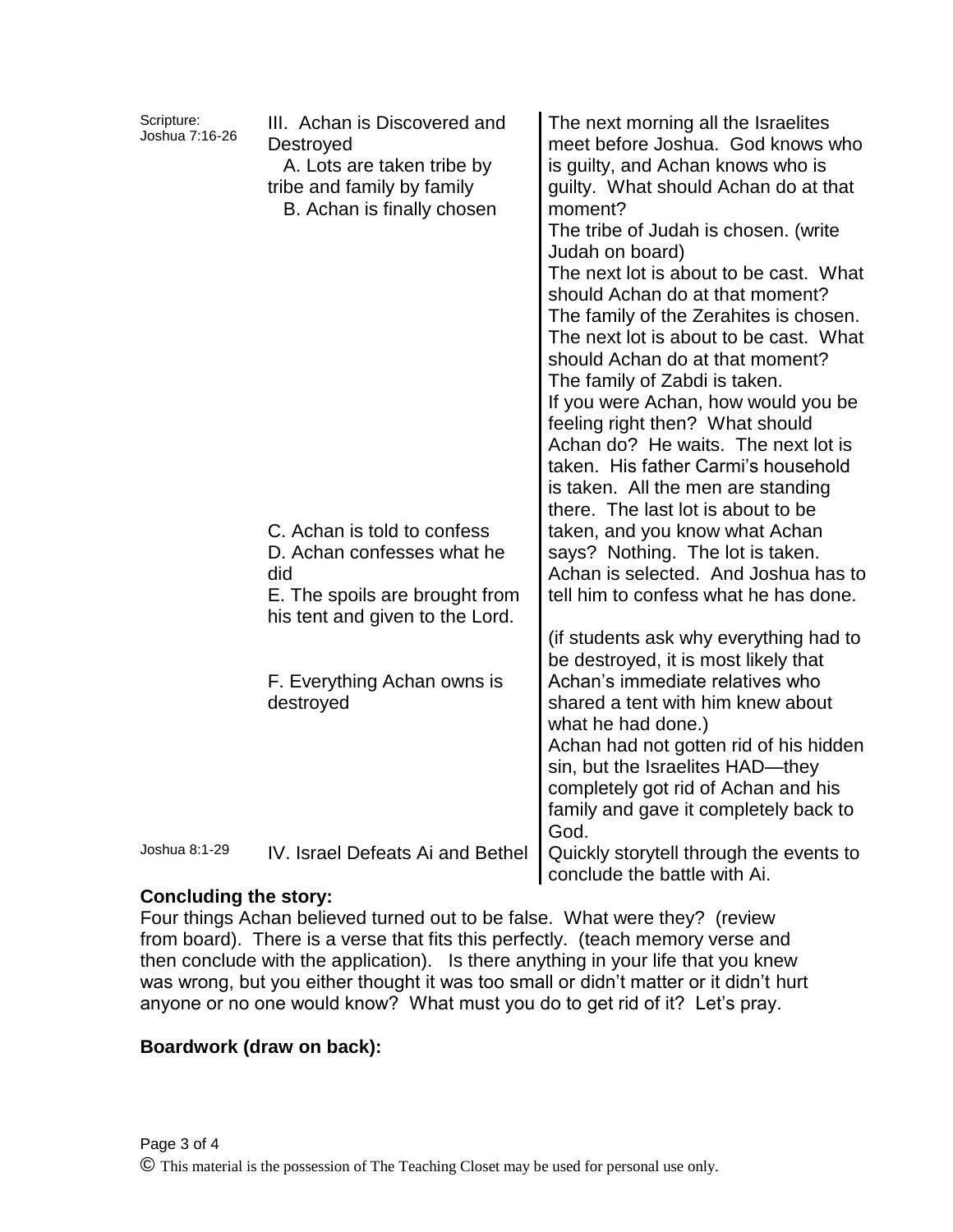| Scripture | Outline | Teaching Notes |
| --- | --- | --- |
| Scripture: Joshua 7:16-26 | III. Achan is Discovered and Destroyed<br>A. Lots are taken tribe by tribe and family by family<br>B. Achan is finally chosen | The next morning all the Israelites meet before Joshua. God knows who is guilty, and Achan knows who is guilty. What should Achan do at that moment?<br>The tribe of Judah is chosen. (write Judah on board)<br>The next lot is about to be cast. What should Achan do at that moment?<br>The family of the Zerahites is chosen.<br>The next lot is about to be cast. What should Achan do at that moment?<br>The family of Zabdi is taken.<br>If you were Achan, how would you be feeling right then? What should Achan do? He waits. The next lot is taken. His father Carmi's household is taken. All the men are standing there. The last lot is about to be |
| | C. Achan is told to confess<br>D. Achan confesses what he did<br>E. The spoils are brought from his tent and given to the Lord. | taken, and you know what Achan says? Nothing. The lot is taken. Achan is selected. And Joshua has to tell him to confess what he has done. |
| | F. Everything Achan owns is destroyed | (if students ask why everything had to be destroyed, it is most likely that Achan's immediate relatives who shared a tent with him knew about what he had done.)<br>Achan had not gotten rid of his hidden sin, but the Israelites HAD—they completely got rid of Achan and his family and gave it completely back to God. |
| Joshua 8:1-29 | IV. Israel Defeats Ai and Bethel | Quickly storytell through the events to conclude the battle with Ai. |

**Concluding the story:**

Four things Achan believed turned out to be false. What were they? (review from board). There is a verse that fits this perfectly. (teach memory verse and then conclude with the application). Is there anything in your life that you knew was wrong, but you either thought it was too small or didn't matter or it didn't hurt anyone or no one would know? What must you do to get rid of it? Let's pray.

**Boardwork (draw on back):**

© This material is the possession of The Teaching Closet may be used for personal use only.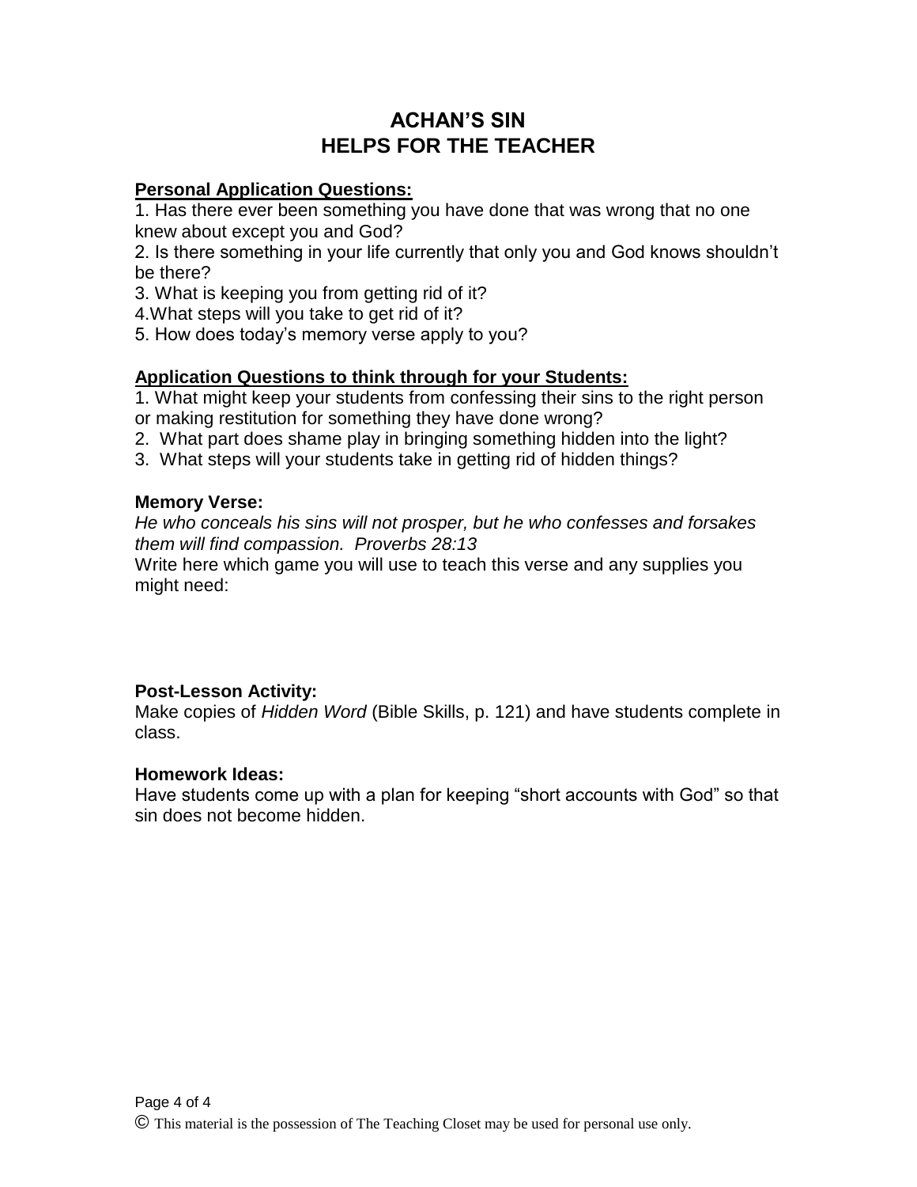# ACHAN'S SIN
# HELPS FOR THE TEACHER

**Personal Application Questions:**

1. Has there ever been something you have done that was wrong that no one knew about except you and God?
2. Is there something in your life currently that only you and God knows shouldn't be there?
3. What is keeping you from getting rid of it?
4. What steps will you take to get rid of it?
5. How does today's memory verse apply to you?

**Application Questions to think through for your Students:**

1. What might keep your students from confessing their sins to the right person or making restitution for something they have done wrong?
2. What part does shame play in bringing something hidden into the light?
3. What steps will your students take in getting rid of hidden things?

**Memory Verse:**

*He who conceals his sins will not prosper, but he who confesses and forsakes them will find compassion. Proverbs 28:13*

Write here which game you will use to teach this verse and any supplies you might need:

**Post-Lesson Activity:**

Make copies of *Hidden Word* (Bible Skills, p. 121) and have students complete in class.

**Homework Ideas:**

Have students come up with a plan for keeping "short accounts with God" so that sin does not become hidden.

© This material is the possession of The Teaching Closet may be used for personal use only.